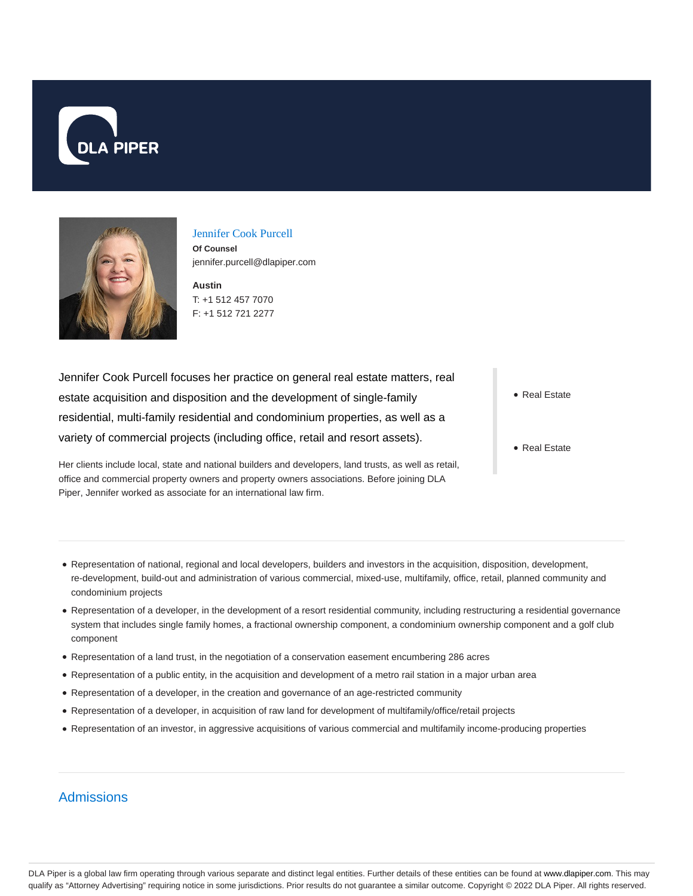# Jennifer Cook Purcell

**Of Counsel**
jennifer.purcell@dlapiper.com

**Austin**
T: +1 512 457 7070
F: +1 512 721 2277

Jennifer Cook Purcell focuses her practice on general real estate matters, real estate acquisition and disposition and the development of single-family residential, multi-family residential and condominium properties, as well as a variety of commercial projects (including office, retail and resort assets).

Her clients include local, state and national builders and developers, land trusts, as well as retail, office and commercial property owners and property owners associations. Before joining DLA Piper, Jennifer worked as associate for an international law firm.

- Real Estate
- Real Estate

---

- Representation of national, regional and local developers, builders and investors in the acquisition, disposition, development, re-development, build-out and administration of various commercial, mixed-use, multifamily, office, retail, planned community and condominium projects
- Representation of a developer, in the development of a resort residential community, including restructuring a residential governance system that includes single family homes, a fractional ownership component, a condominium ownership component and a golf club component
- Representation of a land trust, in the negotiation of a conservation easement encumbering 286 acres
- Representation of a public entity, in the acquisition and development of a metro rail station in a major urban area
- Representation of a developer, in the creation and governance of an age-restricted community
- Representation of a developer, in acquisition of raw land for development of multifamily/office/retail projects
- Representation of an investor, in aggressive acquisitions of various commercial and multifamily income-producing properties

---

## Admissions

DLA Piper is a global law firm operating through various separate and distinct legal entities. Further details of these entities can be found at www.dlapiper.com. This may qualify as "Attorney Advertising" requiring notice in some jurisdictions. Prior results do not guarantee a similar outcome. Copyright © 2022 DLA Piper. All rights reserved.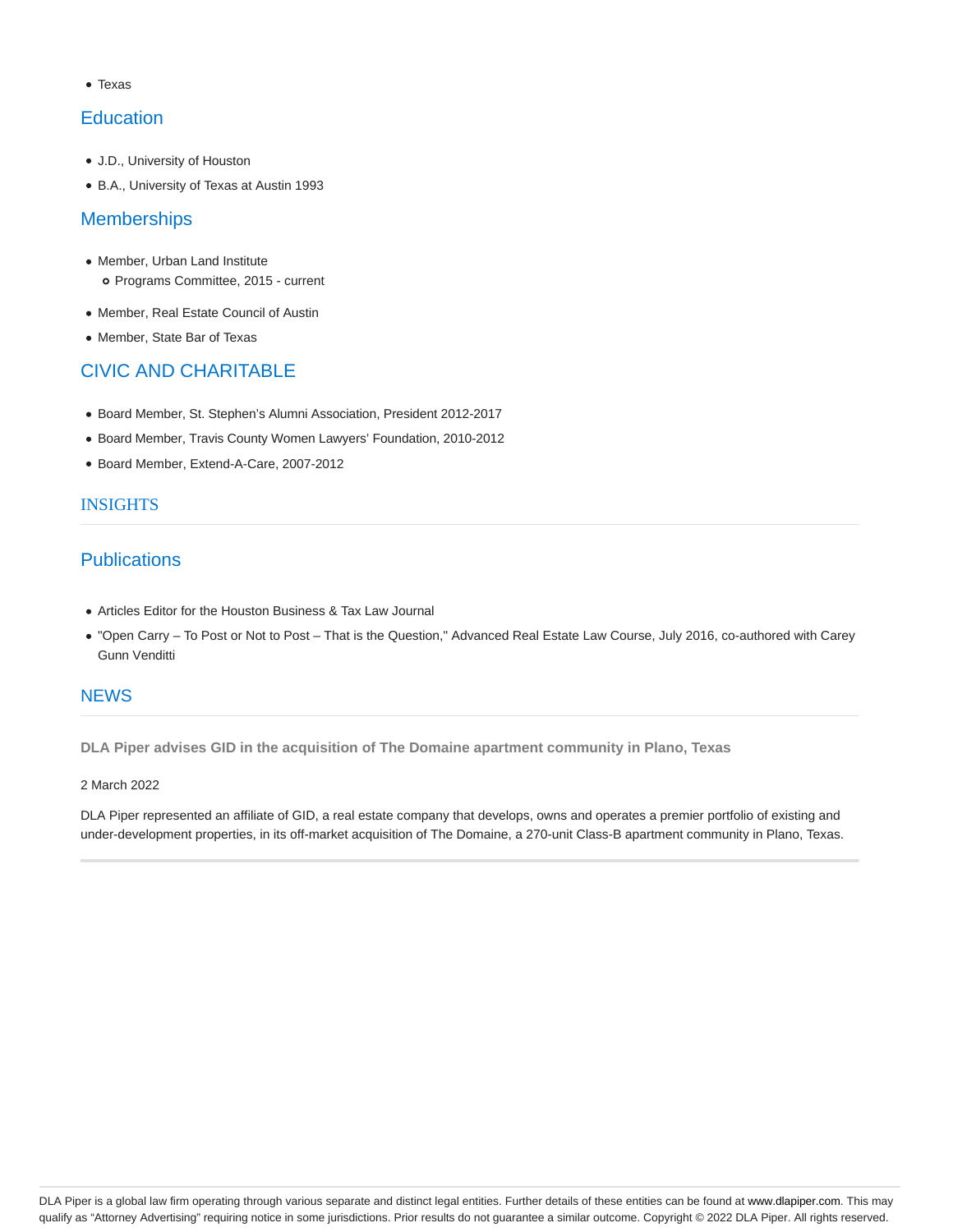- Texas

## Education

- J.D., University of Houston
- B.A., University of Texas at Austin 1993

## Memberships

- Member, Urban Land Institute
  - Programs Committee, 2015 - current
- Member, Real Estate Council of Austin
- Member, State Bar of Texas

## CIVIC AND CHARITABLE

- Board Member, St. Stephen's Alumni Association, President 2012-2017
- Board Member, Travis County Women Lawyers' Foundation, 2010-2012
- Board Member, Extend-A-Care, 2007-2012

## INSIGHTS

## Publications

- Articles Editor for the Houston Business & Tax Law Journal
- "Open Carry – To Post or Not to Post – That is the Question," Advanced Real Estate Law Course, July 2016, co-authored with Carey Gunn Venditti

## NEWS

**DLA Piper advises GID in the acquisition of The Domaine apartment community in Plano, Texas**

2 March 2022

DLA Piper represented an affiliate of GID, a real estate company that develops, owns and operates a premier portfolio of existing and under-development properties, in its off-market acquisition of The Domaine, a 270-unit Class-B apartment community in Plano, Texas.

DLA Piper is a global law firm operating through various separate and distinct legal entities. Further details of these entities can be found at www.dlapiper.com. This may qualify as "Attorney Advertising" requiring notice in some jurisdictions. Prior results do not guarantee a similar outcome. Copyright © 2022 DLA Piper. All rights reserved.